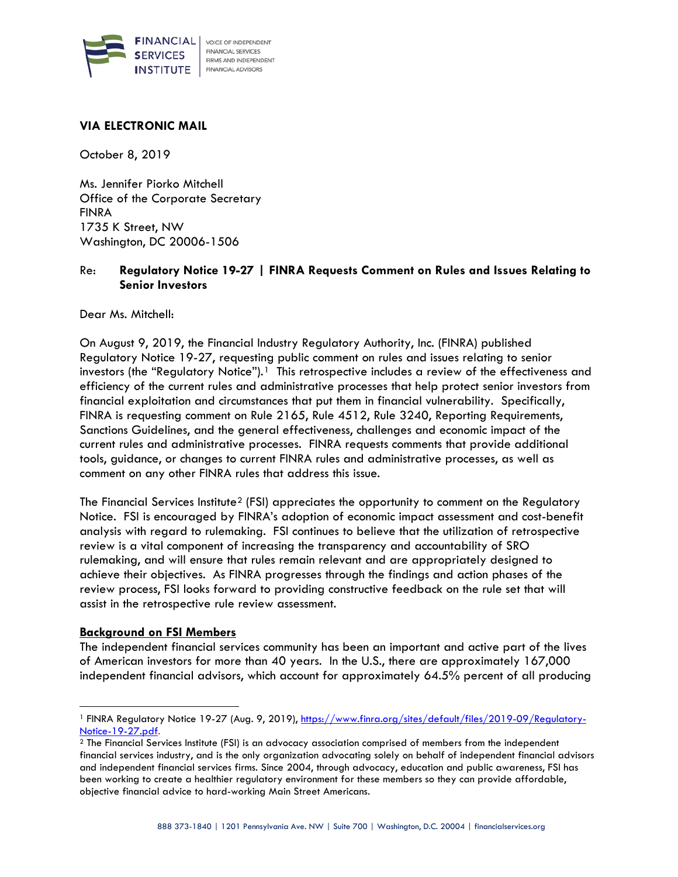FINANCIAL SERVICES INSTITUTE | VOICE OF INDEPENDENT FINANCIAL SERVICES FIRMS AND INDEPENDENT FINANCIAL ADVISORS

**VIA ELECTRONIC MAIL**

October 8, 2019

Ms. Jennifer Piorko Mitchell
Office of the Corporate Secretary
FINRA
1735 K Street, NW
Washington, DC 20006-1506

Re: **Regulatory Notice 19-27 | FINRA Requests Comment on Rules and Issues Relating to Senior Investors**

Dear Ms. Mitchell:

On August 9, 2019, the Financial Industry Regulatory Authority, Inc. (FINRA) published Regulatory Notice 19-27, requesting public comment on rules and issues relating to senior investors (the "Regulatory Notice").[1] This retrospective includes a review of the effectiveness and efficiency of the current rules and administrative processes that help protect senior investors from financial exploitation and circumstances that put them in financial vulnerability. Specifically, FINRA is requesting comment on Rule 2165, Rule 4512, Rule 3240, Reporting Requirements, Sanctions Guidelines, and the general effectiveness, challenges and economic impact of the current rules and administrative processes. FINRA requests comments that provide additional tools, guidance, or changes to current FINRA rules and administrative processes, as well as comment on any other FINRA rules that address this issue.

The Financial Services Institute[2] (FSI) appreciates the opportunity to comment on the Regulatory Notice. FSI is encouraged by FINRA's adoption of economic impact assessment and cost-benefit analysis with regard to rulemaking. FSI continues to believe that the utilization of retrospective review is a vital component of increasing the transparency and accountability of SRO rulemaking, and will ensure that rules remain relevant and are appropriately designed to achieve their objectives. As FINRA progresses through the findings and action phases of the review process, FSI looks forward to providing constructive feedback on the rule set that will assist in the retrospective rule review assessment.

## Background on FSI Members

The independent financial services community has been an important and active part of the lives of American investors for more than 40 years. In the U.S., there are approximately 167,000 independent financial advisors, which account for approximately 64.5% percent of all producing

[1] FINRA Regulatory Notice 19-27 (Aug. 9, 2019), https://www.finra.org/sites/default/files/2019-09/Regulatory-Notice-19-27.pdf.

[2] The Financial Services Institute (FSI) is an advocacy association comprised of members from the independent financial services industry, and is the only organization advocating solely on behalf of independent financial advisors and independent financial services firms. Since 2004, through advocacy, education and public awareness, FSI has been working to create a healthier regulatory environment for these members so they can provide affordable, objective financial advice to hard-working Main Street Americans.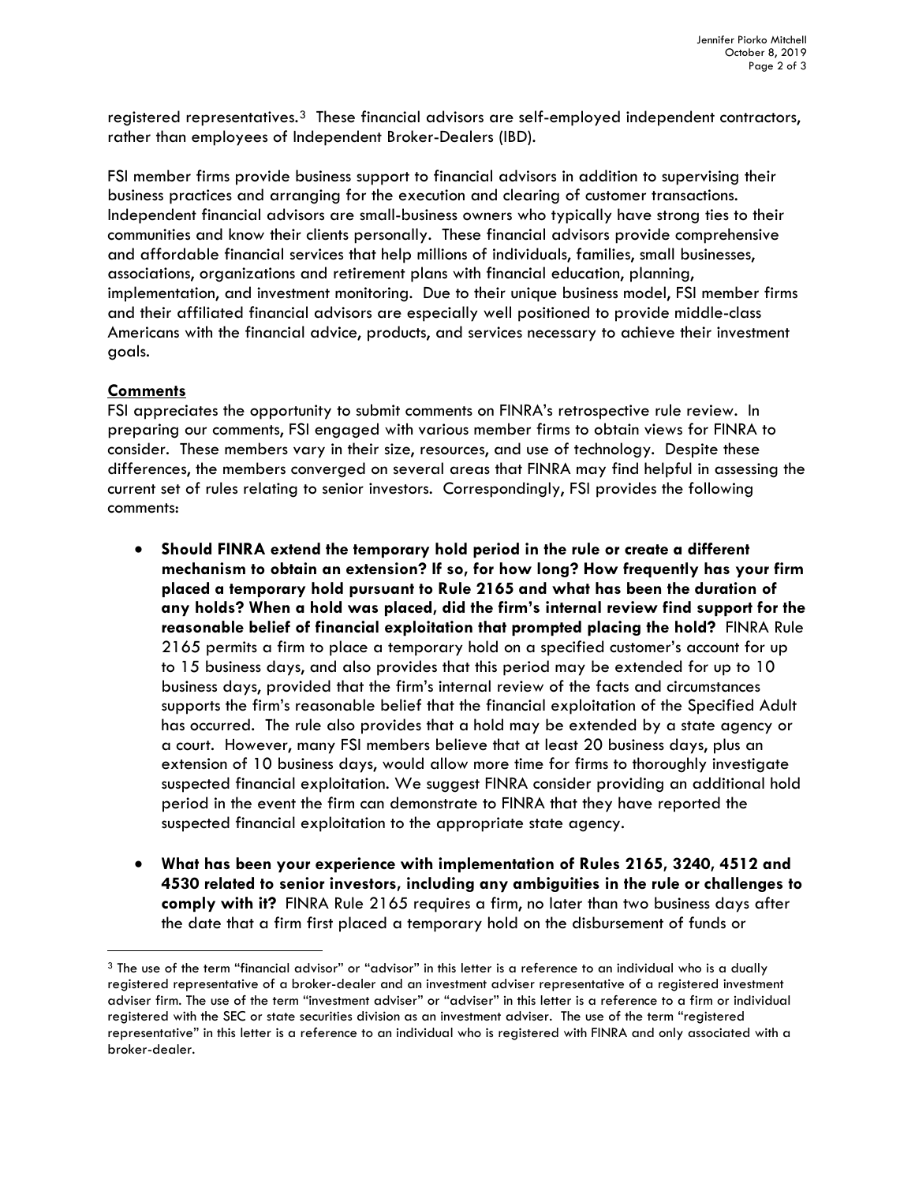registered representatives.[3] These financial advisors are self-employed independent contractors, rather than employees of Independent Broker-Dealers (IBD).

FSI member firms provide business support to financial advisors in addition to supervising their business practices and arranging for the execution and clearing of customer transactions. Independent financial advisors are small-business owners who typically have strong ties to their communities and know their clients personally. These financial advisors provide comprehensive and affordable financial services that help millions of individuals, families, small businesses, associations, organizations and retirement plans with financial education, planning, implementation, and investment monitoring. Due to their unique business model, FSI member firms and their affiliated financial advisors are especially well positioned to provide middle-class Americans with the financial advice, products, and services necessary to achieve their investment goals.

## Comments

FSI appreciates the opportunity to submit comments on FINRA's retrospective rule review. In preparing our comments, FSI engaged with various member firms to obtain views for FINRA to consider. These members vary in their size, resources, and use of technology. Despite these differences, the members converged on several areas that FINRA may find helpful in assessing the current set of rules relating to senior investors. Correspondingly, FSI provides the following comments:

- **Should FINRA extend the temporary hold period in the rule or create a different mechanism to obtain an extension? If so, for how long? How frequently has your firm placed a temporary hold pursuant to Rule 2165 and what has been the duration of any holds? When a hold was placed, did the firm's internal review find support for the reasonable belief of financial exploitation that prompted placing the hold?** FINRA Rule 2165 permits a firm to place a temporary hold on a specified customer's account for up to 15 business days, and also provides that this period may be extended for up to 10 business days, provided that the firm's internal review of the facts and circumstances supports the firm's reasonable belief that the financial exploitation of the Specified Adult has occurred. The rule also provides that a hold may be extended by a state agency or a court. However, many FSI members believe that at least 20 business days, plus an extension of 10 business days, would allow more time for firms to thoroughly investigate suspected financial exploitation. We suggest FINRA consider providing an additional hold period in the event the firm can demonstrate to FINRA that they have reported the suspected financial exploitation to the appropriate state agency.

- **What has been your experience with implementation of Rules 2165, 3240, 4512 and 4530 related to senior investors, including any ambiguities in the rule or challenges to comply with it?** FINRA Rule 2165 requires a firm, no later than two business days after the date that a firm first placed a temporary hold on the disbursement of funds or

---

[3] The use of the term "financial advisor" or "advisor" in this letter is a reference to an individual who is a dually registered representative of a broker-dealer and an investment adviser representative of a registered investment adviser firm. The use of the term "investment adviser" or "adviser" in this letter is a reference to a firm or individual registered with the SEC or state securities division as an investment adviser. The use of the term "registered representative" in this letter is a reference to an individual who is registered with FINRA and only associated with a broker-dealer.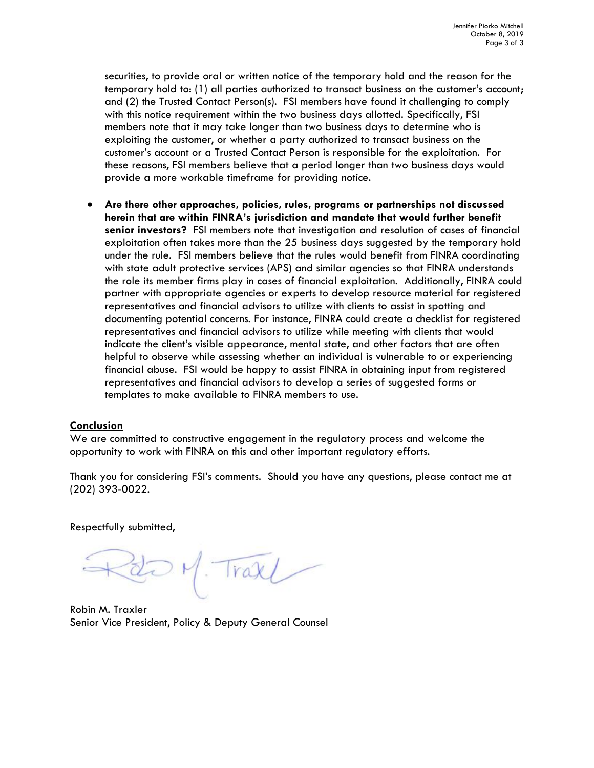securities, to provide oral or written notice of the temporary hold and the reason for the temporary hold to: (1) all parties authorized to transact business on the customer's account; and (2) the Trusted Contact Person(s). FSI members have found it challenging to comply with this notice requirement within the two business days allotted. Specifically, FSI members note that it may take longer than two business days to determine who is exploiting the customer, or whether a party authorized to transact business on the customer's account or a Trusted Contact Person is responsible for the exploitation. For these reasons, FSI members believe that a period longer than two business days would provide a more workable timeframe for providing notice.

- **Are there other approaches, policies, rules, programs or partnerships not discussed herein that are within FINRA's jurisdiction and mandate that would further benefit senior investors?** FSI members note that investigation and resolution of cases of financial exploitation often takes more than the 25 business days suggested by the temporary hold under the rule. FSI members believe that the rules would benefit from FINRA coordinating with state adult protective services (APS) and similar agencies so that FINRA understands the role its member firms play in cases of financial exploitation. Additionally, FINRA could partner with appropriate agencies or experts to develop resource material for registered representatives and financial advisors to utilize with clients to assist in spotting and documenting potential concerns. For instance, FINRA could create a checklist for registered representatives and financial advisors to utilize while meeting with clients that would indicate the client's visible appearance, mental state, and other factors that are often helpful to observe while assessing whether an individual is vulnerable to or experiencing financial abuse. FSI would be happy to assist FINRA in obtaining input from registered representatives and financial advisors to develop a series of suggested forms or templates to make available to FINRA members to use.

**Conclusion**

We are committed to constructive engagement in the regulatory process and welcome the opportunity to work with FINRA on this and other important regulatory efforts.

Thank you for considering FSI's comments. Should you have any questions, please contact me at (202) 393-0022.

Respectfully submitted,

Robin M. Traxler
Senior Vice President, Policy & Deputy General Counsel